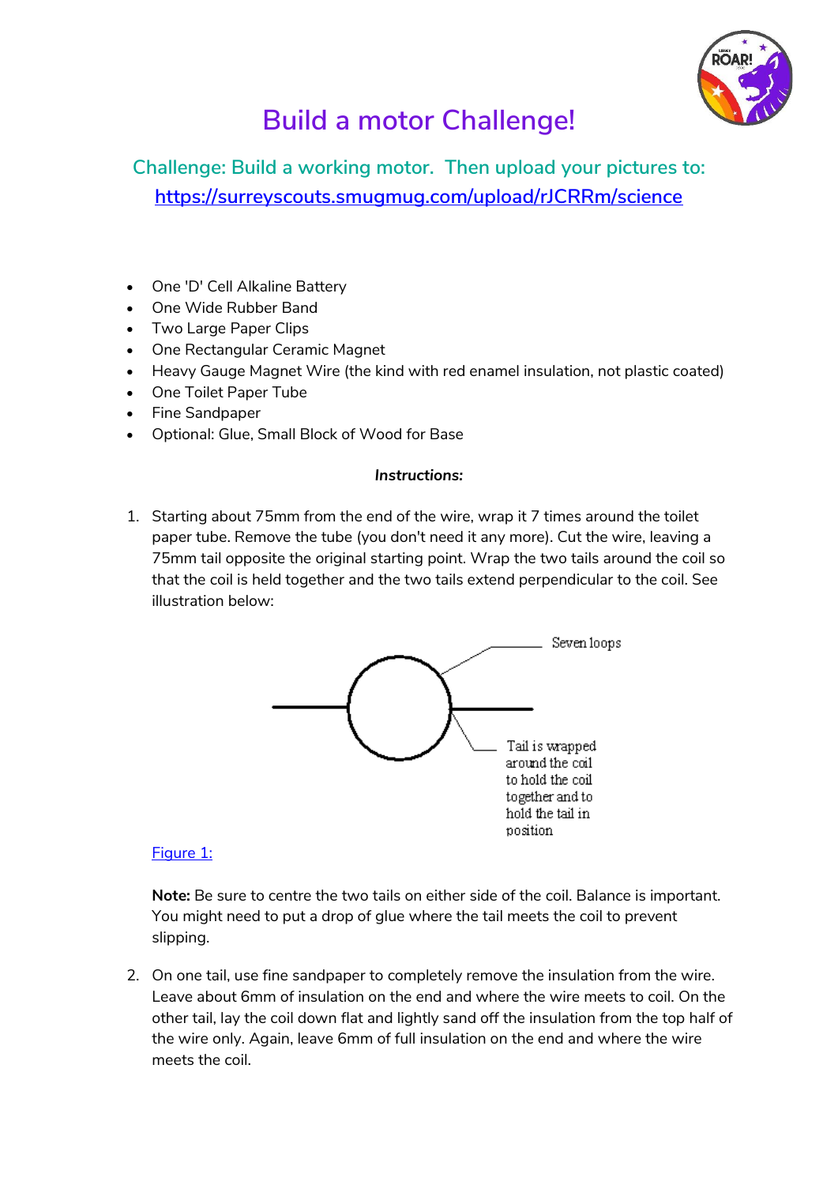# Build a motor Challenge!

## Challenge: Build a working motor. Then upload your pictures to: https://surreyscouts.smugmug.com/upload/rJCRRm/science

- One 'D' Cell Alkaline Battery
- One Wide Rubber Band
- Two Large Paper Clips
- One Rectangular Ceramic Magnet
- Heavy Gauge Magnet Wire (the kind with red enamel insulation, not plastic coated)
- One Toilet Paper Tube
- Fine Sandpaper
- Optional: Glue, Small Block of Wood for Base

***Instructions:***

1. Starting about 75mm from the end of the wire, wrap it 7 times around the toilet paper tube. Remove the tube (you don't need it any more). Cut the wire, leaving a 75mm tail opposite the original starting point. Wrap the two tails around the coil so that the coil is held together and the two tails extend perpendicular to the coil. See illustration below:

   Seven loops

   Tail is wrapped around the coil to hold the coil together and to hold the tail in position

   Figure 1:

   **Note:** Be sure to centre the two tails on either side of the coil. Balance is important. You might need to put a drop of glue where the tail meets the coil to prevent slipping.

2. On one tail, use fine sandpaper to completely remove the insulation from the wire. Leave about 6mm of insulation on the end and where the wire meets to coil. On the other tail, lay the coil down flat and lightly sand off the insulation from the top half of the wire only. Again, leave 6mm of full insulation on the end and where the wire meets the coil.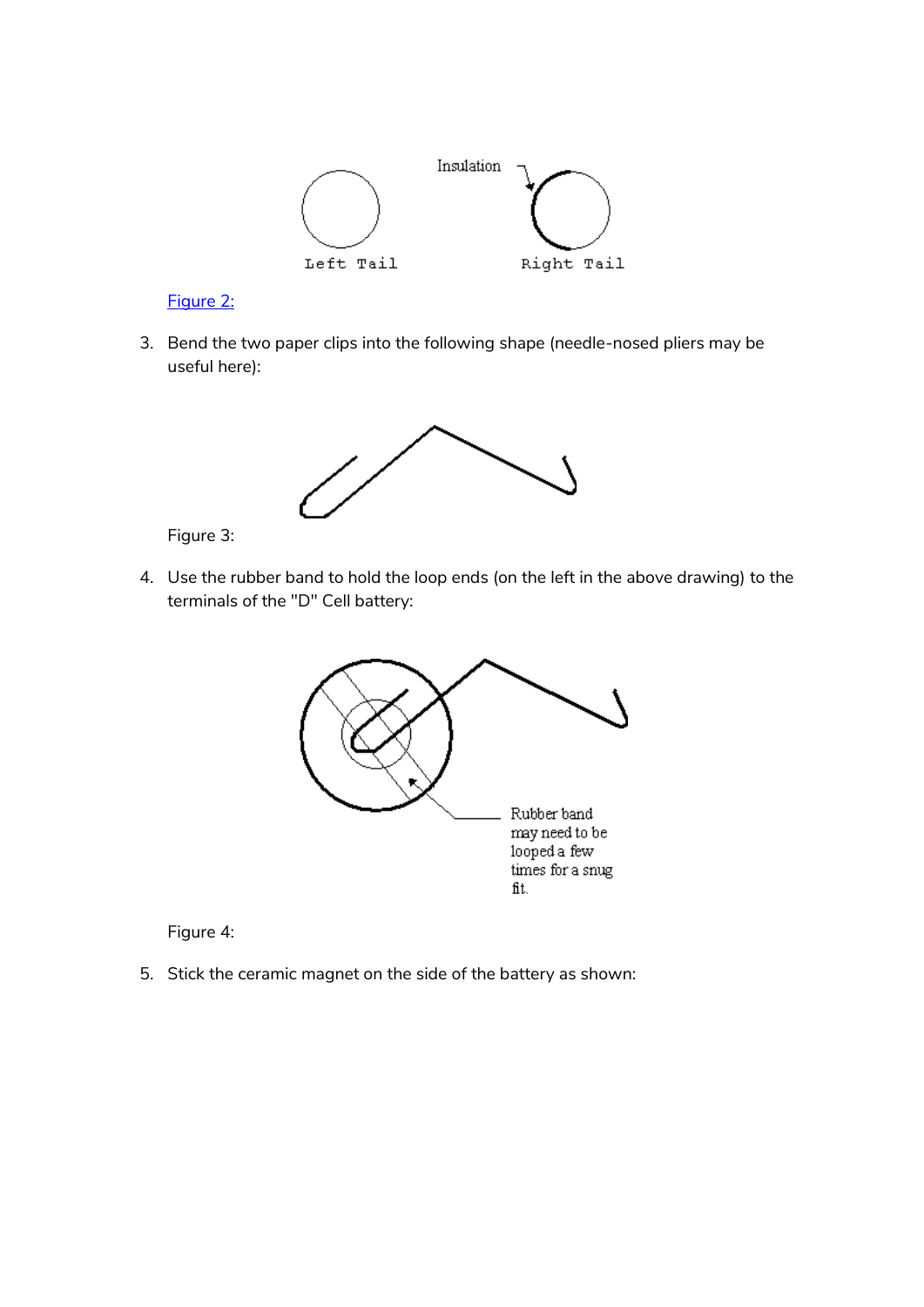Figure 2:

3. Bend the two paper clips into the following shape (needle-nosed pliers may be useful here):

Figure 3:

4. Use the rubber band to hold the loop ends (on the left in the above drawing) to the terminals of the "D" Cell battery:

Figure 4:

5. Stick the ceramic magnet on the side of the battery as shown: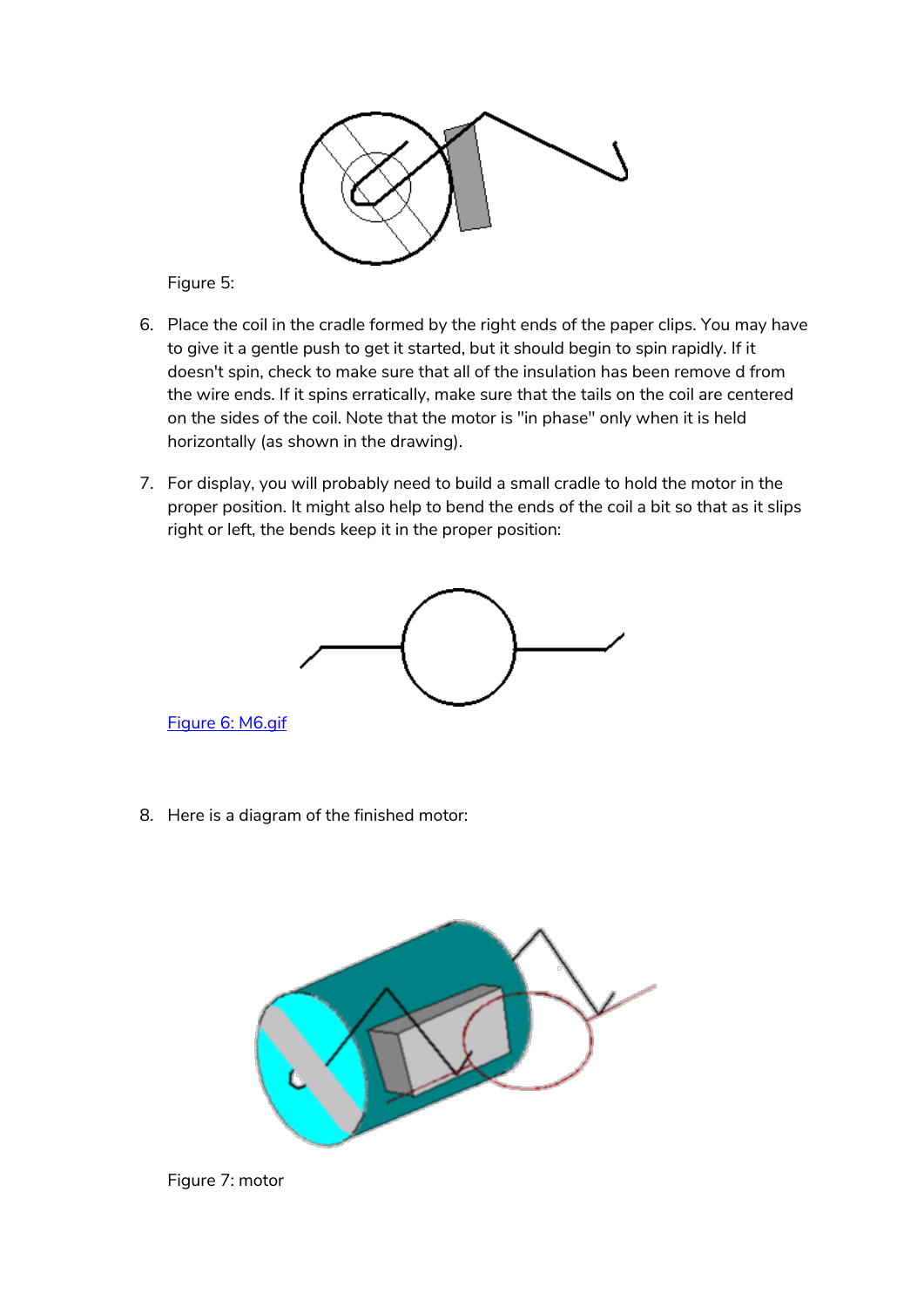Figure 5:

6. Place the coil in the cradle formed by the right ends of the paper clips. You may have to give it a gentle push to get it started, but it should begin to spin rapidly. If it doesn't spin, check to make sure that all of the insulation has been remove d from the wire ends. If it spins erratically, make sure that the tails on the coil are centered on the sides of the coil. Note that the motor is "in phase" only when it is held horizontally (as shown in the drawing).

7. For display, you will probably need to build a small cradle to hold the motor in the proper position. It might also help to bend the ends of the coil a bit so that as it slips right or left, the bends keep it in the proper position:

[Figure 6: M6.gif]()

8. Here is a diagram of the finished motor:

Figure 7: motor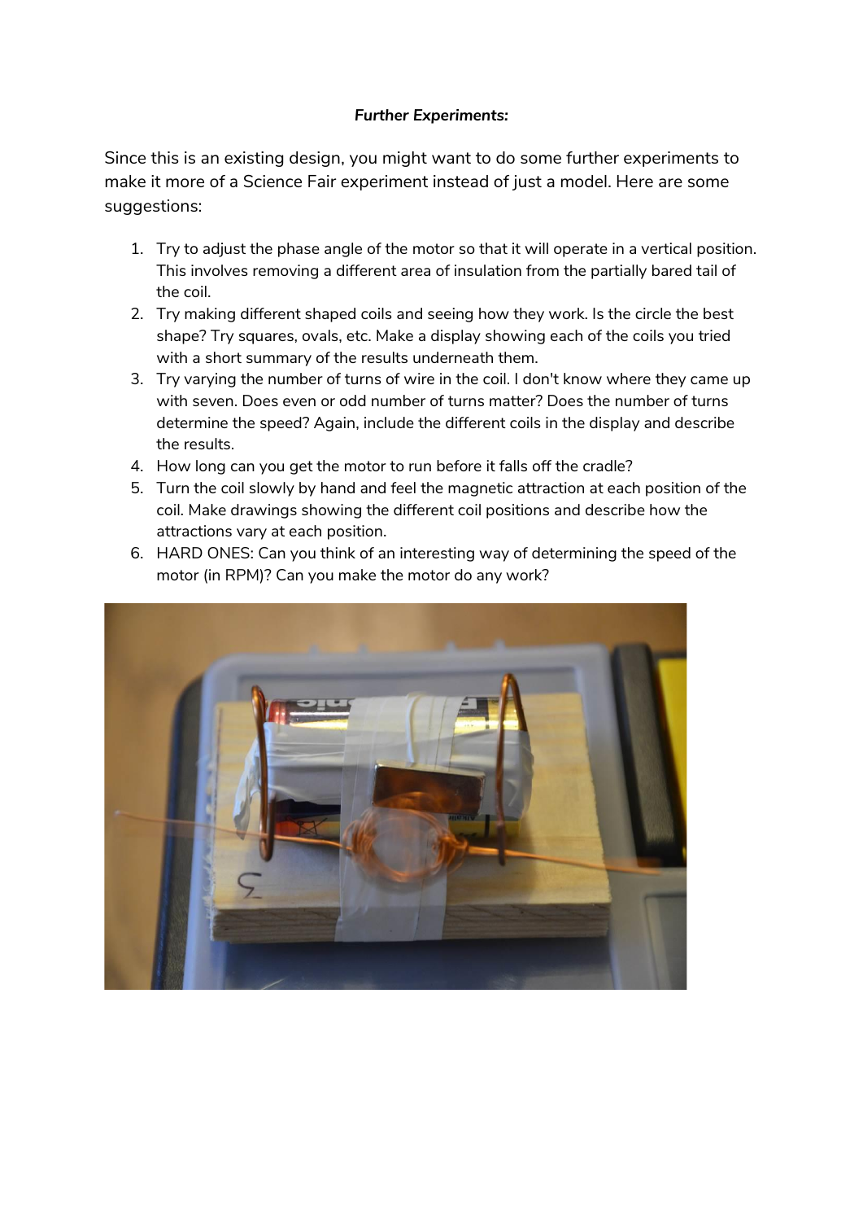***Further Experiments:***

Since this is an existing design, you might want to do some further experiments to make it more of a Science Fair experiment instead of just a model. Here are some suggestions:

1. Try to adjust the phase angle of the motor so that it will operate in a vertical position. This involves removing a different area of insulation from the partially bared tail of the coil.
2. Try making different shaped coils and seeing how they work. Is the circle the best shape? Try squares, ovals, etc. Make a display showing each of the coils you tried with a short summary of the results underneath them.
3. Try varying the number of turns of wire in the coil. I don't know where they came up with seven. Does even or odd number of turns matter? Does the number of turns determine the speed? Again, include the different coils in the display and describe the results.
4. How long can you get the motor to run before it falls off the cradle?
5. Turn the coil slowly by hand and feel the magnetic attraction at each position of the coil. Make drawings showing the different coil positions and describe how the attractions vary at each position.
6. HARD ONES: Can you think of an interesting way of determining the speed of the motor (in RPM)? Can you make the motor do any work?